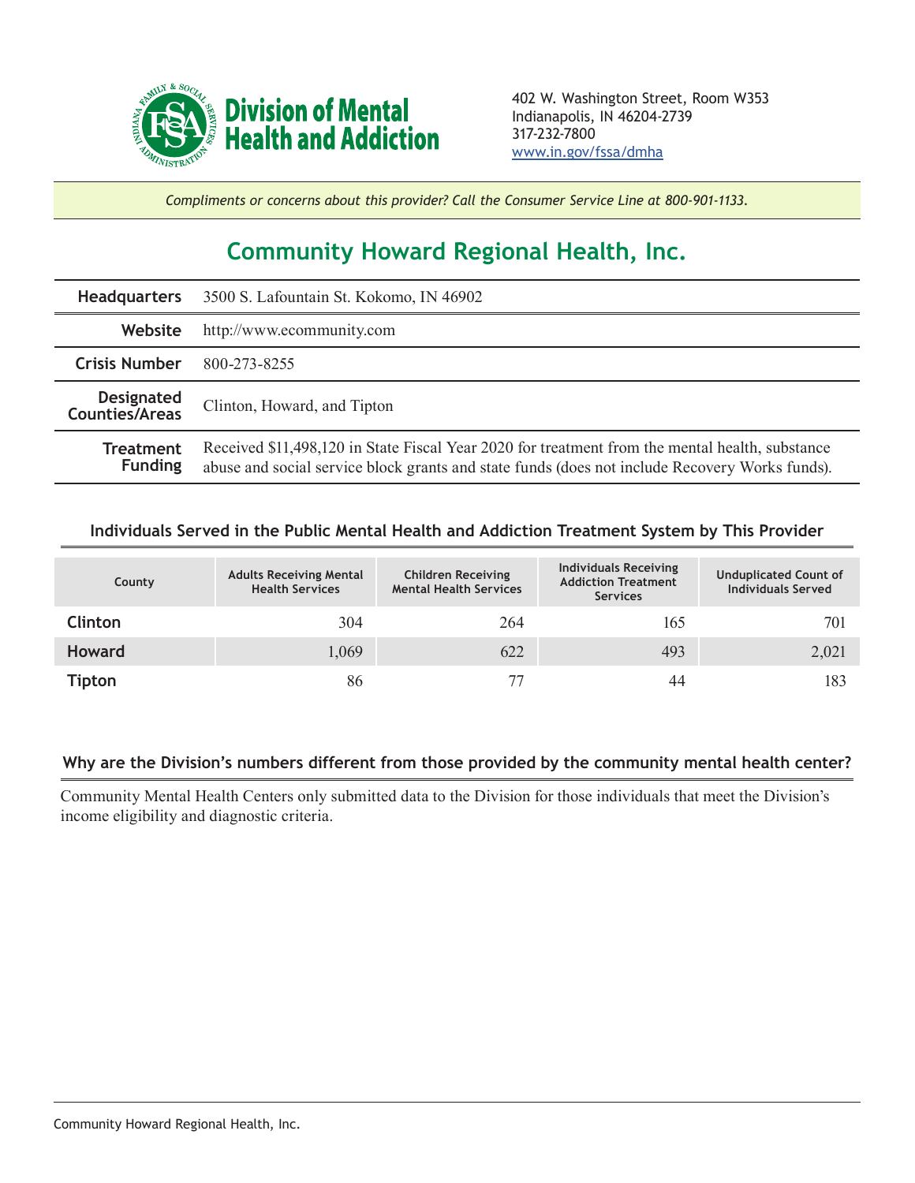**Division of Mental Health and Addiction**

402 W. Washington Street, Room W353
Indianapolis, IN 46204-2739
317-232-7800
www.in.gov/fssa/dmha

*Compliments or concerns about this provider? Call the Consumer Service Line at 800-901-1133.*

# Community Howard Regional Health, Inc.

| | |
|---|---|
| **Headquarters** | 3500 S. Lafountain St. Kokomo, IN 46902 |
| **Website** | http://www.ecommunity.com |
| **Crisis Number** | 800-273-8255 |
| **Designated Counties/Areas** | Clinton, Howard, and Tipton |
| **Treatment Funding** | Received $11,498,120 in State Fiscal Year 2020 for treatment from the mental health, substance abuse and social service block grants and state funds (does not include Recovery Works funds). |

### Individuals Served in the Public Mental Health and Addiction Treatment System by This Provider

| County | Adults Receiving Mental Health Services | Children Receiving Mental Health Services | Individuals Receiving Addiction Treatment Services | Unduplicated Count of Individuals Served |
|---|---|---|---|---|
| **Clinton** | 304 | 264 | 165 | 701 |
| **Howard** | 1,069 | 622 | 493 | 2,021 |
| **Tipton** | 86 | 77 | 44 | 183 |

### Why are the Division's numbers different from those provided by the community mental health center?

Community Mental Health Centers only submitted data to the Division for those individuals that meet the Division's income eligibility and diagnostic criteria.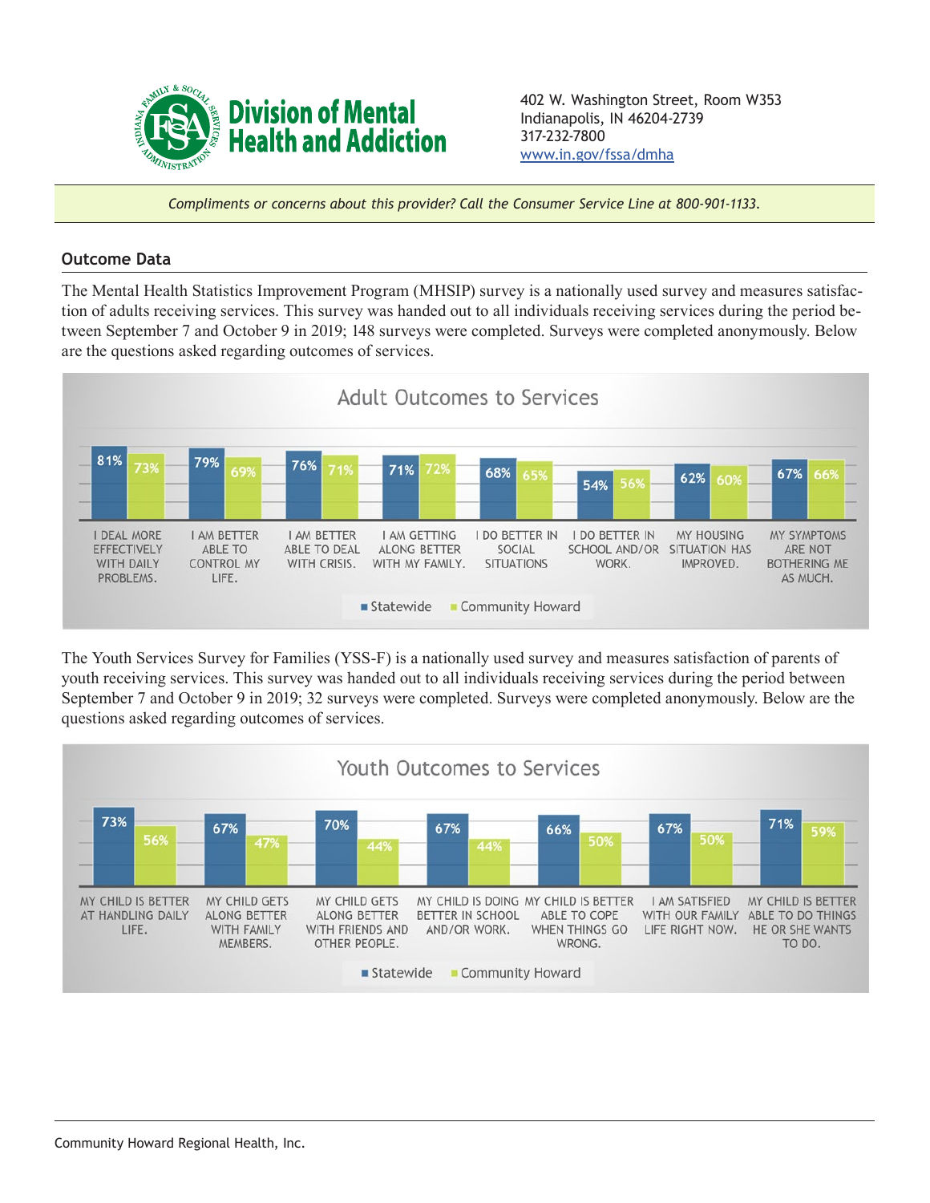**Division of Mental Health and Addiction**

402 W. Washington Street, Room W353
Indianapolis, IN 46204-2739
317-232-7800
www.in.gov/fssa/dmha

*Compliments or concerns about this provider? Call the Consumer Service Line at 800-901-1133.*

## Outcome Data

The Mental Health Statistics Improvement Program (MHSIP) survey is a nationally used survey and measures satisfaction of adults receiving services. This survey was handed out to all individuals receiving services during the period between September 7 and October 9 in 2019; 148 surveys were completed. Surveys were completed anonymously. Below are the questions asked regarding outcomes of services.

Adult Outcomes to Services

I DEAL MORE EFFECTIVELY WITH DAILY PROBLEMS. 81% 73%
I AM BETTER ABLE TO CONTROL MY LIFE. 79% 69%
I AM BETTER ABLE TO DEAL WITH CRISIS. 76% 71%
I AM GETTING ALONG BETTER WITH MY FAMILY. 71% 72%
I DO BETTER IN SOCIAL SITUATIONS 68% 65%
I DO BETTER IN SCHOOL AND/OR WORK. 54% 56%
MY HOUSING SITUATION HAS IMPROVED. 62% 60%
MY SYMPTOMS ARE NOT BOTHERING ME AS MUCH. 67% 66%

Statewide
Community Howard

The Youth Services Survey for Families (YSS-F) is a nationally used survey and measures satisfaction of parents of youth receiving services. This survey was handed out to all individuals receiving services during the period between September 7 and October 9 in 2019; 32 surveys were completed. Surveys were completed anonymously. Below are the questions asked regarding outcomes of services.

Youth Outcomes to Services

MY CHILD IS BETTER AT HANDLING DAILY LIFE. 73% 56%
MY CHILD GETS ALONG BETTER WITH FAMILY MEMBERS. 67% 47%
MY CHILD GETS ALONG BETTER WITH FRIENDS AND OTHER PEOPLE. 70% 44%
MY CHILD IS DOING BETTER IN SCHOOL AND/OR WORK. 67% 44%
MY CHILD IS BETTER ABLE TO COPE WHEN THINGS GO WRONG. 66% 50%
I AM SATISFIED WITH OUR FAMILY LIFE RIGHT NOW. 67% 50%
MY CHILD IS BETTER ABLE TO DO THINGS HE OR SHE WANTS TO DO. 71% 59%

Statewide
Community Howard